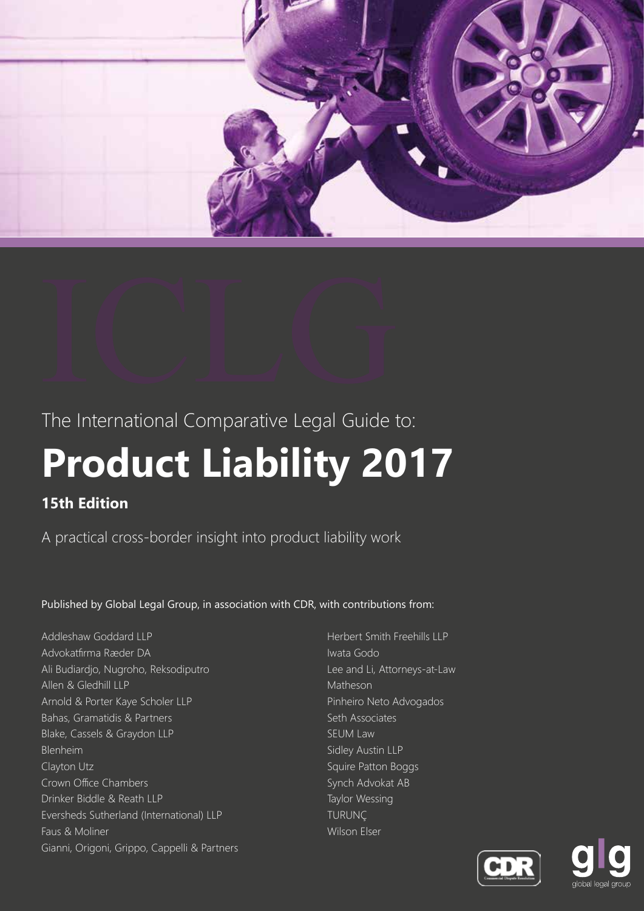ICLG

The International Comparative Legal Guide to:

# Product Liability 2017

### 15th Edition

A practical cross-border insight into product liability work

Published by Global Legal Group, in association with CDR, with contributions from:

Addleshaw Goddard LLP
Advokatfirma Ræder DA
Ali Budiardjo, Nugroho, Reksodiputro
Allen & Gledhill LLP
Arnold & Porter Kaye Scholer LLP
Bahas, Gramatidis & Partners
Blake, Cassels & Graydon LLP
Blenheim
Clayton Utz
Crown Office Chambers
Drinker Biddle & Reath LLP
Eversheds Sutherland (International) LLP
Faus & Moliner
Gianni, Origoni, Grippo, Cappelli & Partners
Herbert Smith Freehills LLP
Iwata Godo
Lee and Li, Attorneys-at-Law
Matheson
Pinheiro Neto Advogados
Seth Associates
SEUM Law
Sidley Austin LLP
Squire Patton Boggs
Synch Advokat AB
Taylor Wessing
TURUNÇ
Wilson Elser

CDR Commercial Dispute Resolution

glg global legal group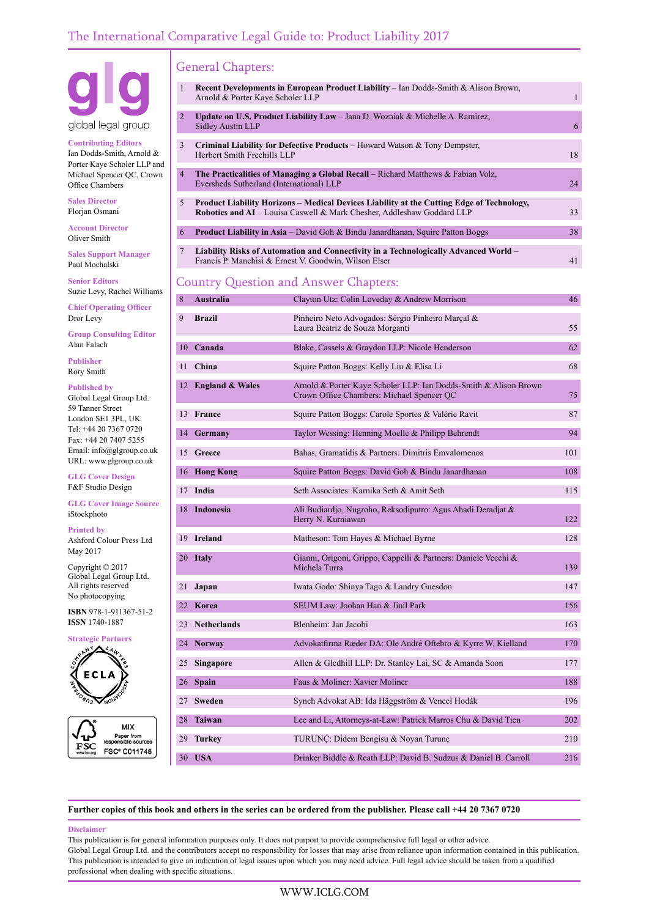# The International Comparative Legal Guide to: Product Liability 2017

glg
global legal group

**Contributing Editors**
Ian Dodds-Smith, Arnold & Porter Kaye Scholer LLP and Michael Spencer QC, Crown Office Chambers

**Sales Director**
Florjan Osmani

**Account Director**
Oliver Smith

**Sales Support Manager**
Paul Mochalski

**Senior Editors**
Suzie Levy, Rachel Williams

**Chief Operating Officer**
Dror Levy

**Group Consulting Editor**
Alan Falach

**Publisher**
Rory Smith

**Published by**
Global Legal Group Ltd.
59 Tanner Street
London SE1 3PL, UK
Tel: +44 20 7367 0720
Fax: +44 20 7407 5255
Email: info@glgroup.co.uk
URL: www.glgroup.co.uk

**GLG Cover Design**
F&F Studio Design

**GLG Cover Image Source**
iStockphoto

**Printed by**
Ashford Colour Press Ltd
May 2017

Copyright © 2017
Global Legal Group Ltd.
All rights reserved
No photocopying

**ISBN** 978-1-911367-51-2
**ISSN** 1740-1887

**Strategic Partners**

ECLA – European Company Lawyers Association

FSC MIX Paper from responsible sources FSC® C011748

## General Chapters:

| | | |
|---|---|---|
| 1 | **Recent Developments in European Product Liability** – Ian Dodds-Smith & Alison Brown, Arnold & Porter Kaye Scholer LLP | 1 |
| 2 | **Update on U.S. Product Liability Law** – Jana D. Wozniak & Michelle A. Ramirez, Sidley Austin LLP | 6 |
| 3 | **Criminal Liability for Defective Products** – Howard Watson & Tony Dempster, Herbert Smith Freehills LLP | 18 |
| 4 | **The Practicalities of Managing a Global Recall** – Richard Matthews & Fabian Volz, Eversheds Sutherland (International) LLP | 24 |
| 5 | **Product Liability Horizons – Medical Devices Liability at the Cutting Edge of Technology, Robotics and AI** – Louisa Caswell & Mark Chesher, Addleshaw Goddard LLP | 33 |
| 6 | **Product Liability in Asia** – David Goh & Bindu Janardhanan, Squire Patton Boggs | 38 |
| 7 | **Liability Risks of Automation and Connectivity in a Technologically Advanced World** – Francis P. Manchisi & Ernest V. Goodwin, Wilson Elser | 41 |

## Country Question and Answer Chapters:

| | | | |
|---|---|---|---|
| 8 | **Australia** | Clayton Utz: Colin Loveday & Andrew Morrison | 46 |
| 9 | **Brazil** | Pinheiro Neto Advogados: Sérgio Pinheiro Marçal & Laura Beatriz de Souza Morganti | 55 |
| 10 | **Canada** | Blake, Cassels & Graydon LLP: Nicole Henderson | 62 |
| 11 | **China** | Squire Patton Boggs: Kelly Liu & Elisa Li | 68 |
| 12 | **England & Wales** | Arnold & Porter Kaye Scholer LLP: Ian Dodds-Smith & Alison Brown Crown Office Chambers: Michael Spencer QC | 75 |
| 13 | **France** | Squire Patton Boggs: Carole Sportes & Valérie Ravit | 87 |
| 14 | **Germany** | Taylor Wessing: Henning Moelle & Philipp Behrendt | 94 |
| 15 | **Greece** | Bahas, Gramatidis & Partners: Dimitris Emvalomenos | 101 |
| 16 | **Hong Kong** | Squire Patton Boggs: David Goh & Bindu Janardhanan | 108 |
| 17 | **India** | Seth Associates: Karnika Seth & Amit Seth | 115 |
| 18 | **Indonesia** | Ali Budiardjo, Nugroho, Reksodiputro: Agus Ahadi Deradjat & Herry N. Kurniawan | 122 |
| 19 | **Ireland** | Matheson: Tom Hayes & Michael Byrne | 128 |
| 20 | **Italy** | Gianni, Origoni, Grippo, Cappelli & Partners: Daniele Vecchi & Michela Turra | 139 |
| 21 | **Japan** | Iwata Godo: Shinya Tago & Landry Guesdon | 147 |
| 22 | **Korea** | SEUM Law: Joohan Han & Jinil Park | 156 |
| 23 | **Netherlands** | Blenheim: Jan Jacobi | 163 |
| 24 | **Norway** | Advokatfirma Ræder DA: Ole André Oftebro & Kyrre W. Kielland | 170 |
| 25 | **Singapore** | Allen & Gledhill LLP: Dr. Stanley Lai, SC & Amanda Soon | 177 |
| 26 | **Spain** | Faus & Moliner: Xavier Moliner | 188 |
| 27 | **Sweden** | Synch Advokat AB: Ida Häggström & Vencel Hodák | 196 |
| 28 | **Taiwan** | Lee and Li, Attorneys-at-Law: Patrick Marros Chu & David Tien | 202 |
| 29 | **Turkey** | TURUNÇ: Didem Bengisu & Noyan Turunç | 210 |
| 30 | **USA** | Drinker Biddle & Reath LLP: David B. Sudzus & Daniel B. Carroll | 216 |

**Further copies of this book and others in the series can be ordered from the publisher. Please call +44 20 7367 0720**

**Disclaimer**
This publication is for general information purposes only. It does not purport to provide comprehensive full legal or other advice.
Global Legal Group Ltd. and the contributors accept no responsibility for losses that may arise from reliance upon information contained in this publication.
This publication is intended to give an indication of legal issues upon which you may need advice. Full legal advice should be taken from a qualified professional when dealing with specific situations.

WWW.ICLG.COM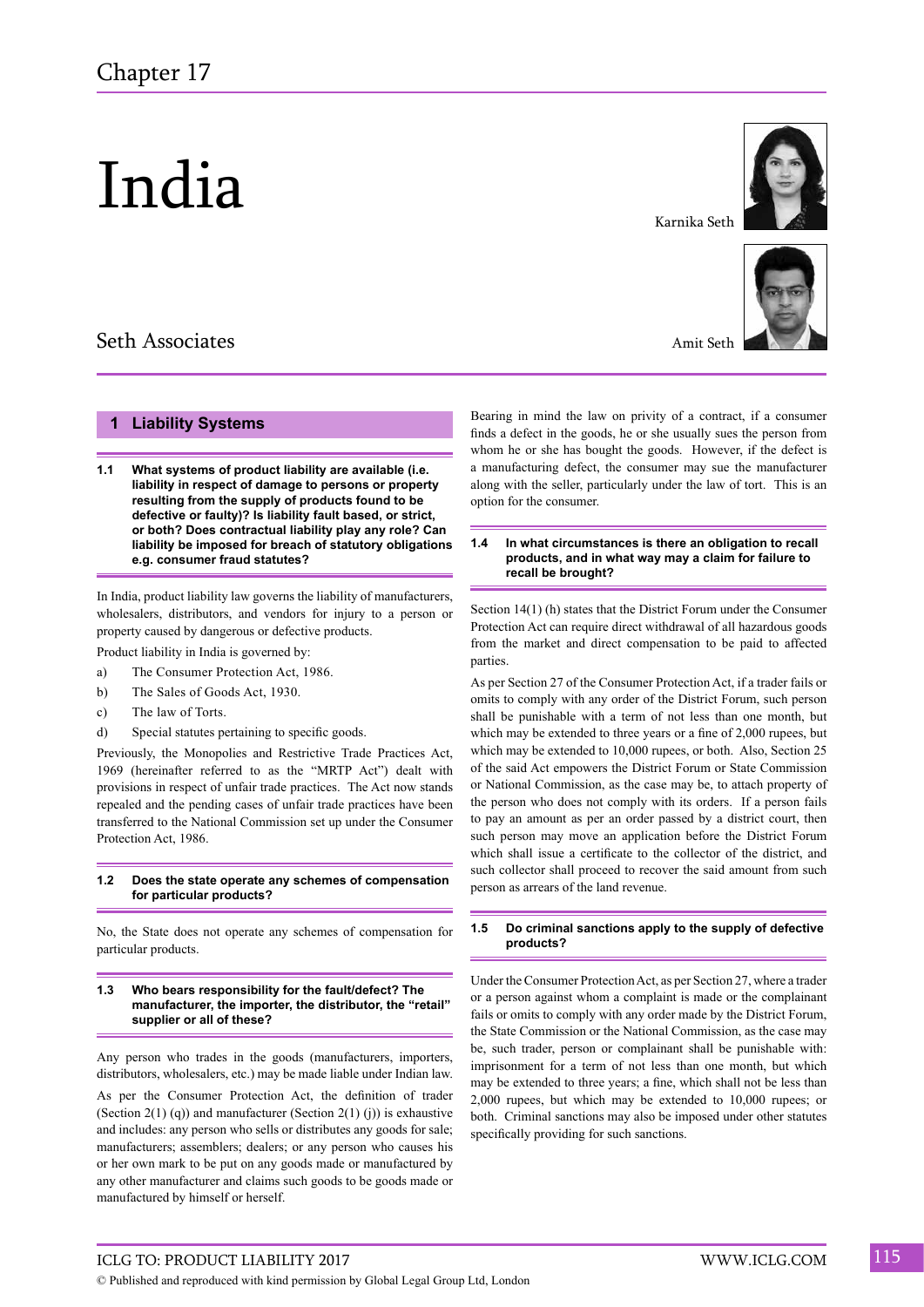Chapter 17

# India

Karnika Seth

Amit Seth

Seth Associates

## 1 Liability Systems

### 1.1 What systems of product liability are available (i.e. liability in respect of damage to persons or property resulting from the supply of products found to be defective or faulty)? Is liability fault based, or strict, or both? Does contractual liability play any role? Can liability be imposed for breach of statutory obligations e.g. consumer fraud statutes?

In India, product liability law governs the liability of manufacturers, wholesalers, distributors, and vendors for injury to a person or property caused by dangerous or defective products.

Product liability in India is governed by:

a) The Consumer Protection Act, 1986.
b) The Sales of Goods Act, 1930.
c) The law of Torts.
d) Special statutes pertaining to specific goods.

Previously, the Monopolies and Restrictive Trade Practices Act, 1969 (hereinafter referred to as the "MRTP Act") dealt with provisions in respect of unfair trade practices. The Act now stands repealed and the pending cases of unfair trade practices have been transferred to the National Commission set up under the Consumer Protection Act, 1986.

### 1.2 Does the state operate any schemes of compensation for particular products?

No, the State does not operate any schemes of compensation for particular products.

### 1.3 Who bears responsibility for the fault/defect? The manufacturer, the importer, the distributor, the "retail" supplier or all of these?

Any person who trades in the goods (manufacturers, importers, distributors, wholesalers, etc.) may be made liable under Indian law.

As per the Consumer Protection Act, the definition of trader (Section 2(1) (q)) and manufacturer (Section 2(1) (j)) is exhaustive and includes: any person who sells or distributes any goods for sale; manufacturers; assemblers; dealers; or any person who causes his or her own mark to be put on any goods made or manufactured by any other manufacturer and claims such goods to be goods made or manufactured by himself or herself.

Bearing in mind the law on privity of a contract, if a consumer finds a defect in the goods, he or she usually sues the person from whom he or she has bought the goods. However, if the defect is a manufacturing defect, the consumer may sue the manufacturer along with the seller, particularly under the law of tort. This is an option for the consumer.

### 1.4 In what circumstances is there an obligation to recall products, and in what way may a claim for failure to recall be brought?

Section 14(1) (h) states that the District Forum under the Consumer Protection Act can require direct withdrawal of all hazardous goods from the market and direct compensation to be paid to affected parties.

As per Section 27 of the Consumer Protection Act, if a trader fails or omits to comply with any order of the District Forum, such person shall be punishable with a term of not less than one month, but which may be extended to three years or a fine of 2,000 rupees, but which may be extended to 10,000 rupees, or both. Also, Section 25 of the said Act empowers the District Forum or State Commission or National Commission, as the case may be, to attach property of the person who does not comply with its orders. If a person fails to pay an amount as per an order passed by a district court, then such person may move an application before the District Forum which shall issue a certificate to the collector of the district, and such collector shall proceed to recover the said amount from such person as arrears of the land revenue.

### 1.5 Do criminal sanctions apply to the supply of defective products?

Under the Consumer Protection Act, as per Section 27, where a trader or a person against whom a complaint is made or the complainant fails or omits to comply with any order made by the District Forum, the State Commission or the National Commission, as the case may be, such trader, person or complainant shall be punishable with: imprisonment for a term of not less than one month, but which may be extended to three years; a fine, which shall not be less than 2,000 rupees, but which may be extended to 10,000 rupees; or both. Criminal sanctions may also be imposed under other statutes specifically providing for such sanctions.

© Published and reproduced with kind permission by Global Legal Group Ltd, London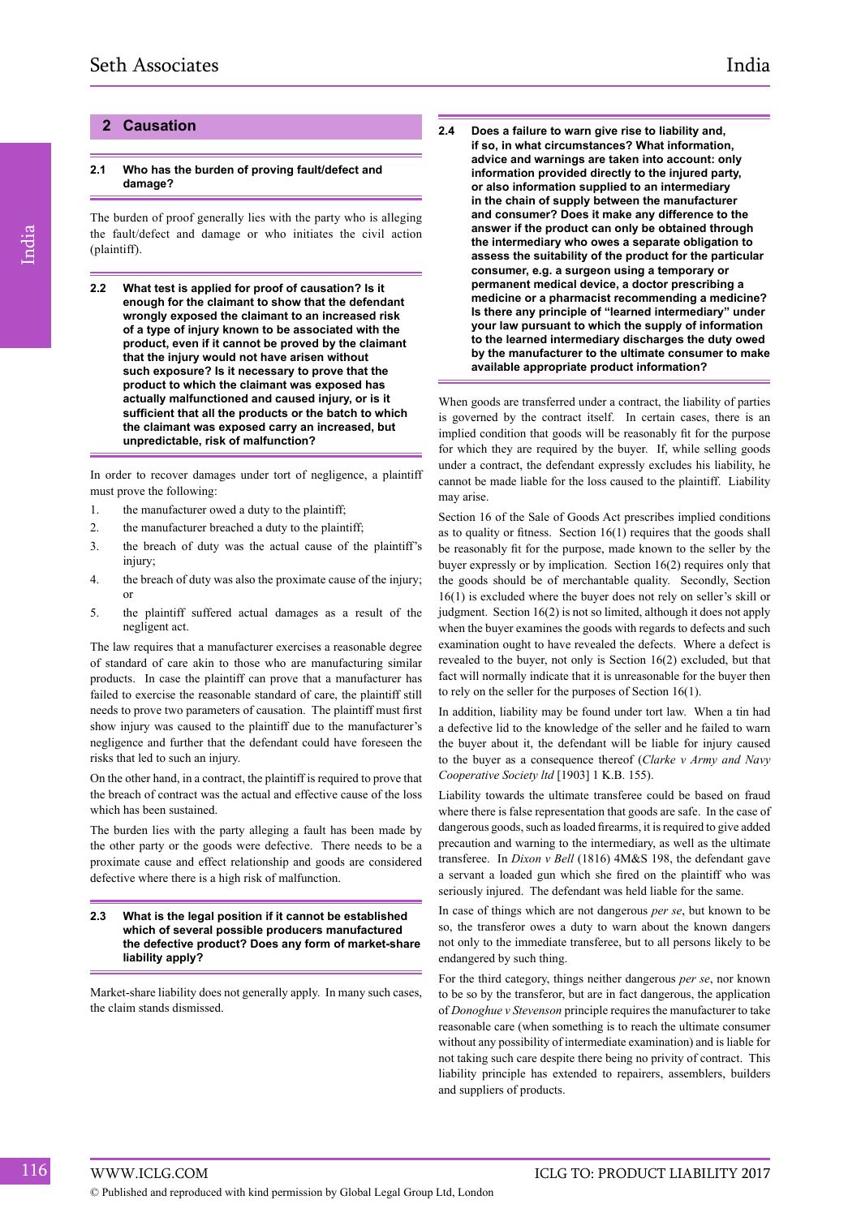## 2 Causation

**2.1 Who has the burden of proving fault/defect and damage?**

The burden of proof generally lies with the party who is alleging the fault/defect and damage or who initiates the civil action (plaintiff).

**2.2 What test is applied for proof of causation? Is it enough for the claimant to show that the defendant wrongly exposed the claimant to an increased risk of a type of injury known to be associated with the product, even if it cannot be proved by the claimant that the injury would not have arisen without such exposure? Is it necessary to prove that the product to which the claimant was exposed has actually malfunctioned and caused injury, or is it sufficient that all the products or the batch to which the claimant was exposed carry an increased, but unpredictable, risk of malfunction?**

In order to recover damages under tort of negligence, a plaintiff must prove the following:

1. the manufacturer owed a duty to the plaintiff;
2. the manufacturer breached a duty to the plaintiff;
3. the breach of duty was the actual cause of the plaintiff's injury;
4. the breach of duty was also the proximate cause of the injury; or
5. the plaintiff suffered actual damages as a result of the negligent act.

The law requires that a manufacturer exercises a reasonable degree of standard of care akin to those who are manufacturing similar products. In case the plaintiff can prove that a manufacturer has failed to exercise the reasonable standard of care, the plaintiff still needs to prove two parameters of causation. The plaintiff must first show injury was caused to the plaintiff due to the manufacturer's negligence and further that the defendant could have foreseen the risks that led to such an injury.

On the other hand, in a contract, the plaintiff is required to prove that the breach of contract was the actual and effective cause of the loss which has been sustained.

The burden lies with the party alleging a fault has been made by the other party or the goods were defective. There needs to be a proximate cause and effect relationship and goods are considered defective where there is a high risk of malfunction.

**2.3 What is the legal position if it cannot be established which of several possible producers manufactured the defective product? Does any form of market-share liability apply?**

Market-share liability does not generally apply. In many such cases, the claim stands dismissed.

**2.4 Does a failure to warn give rise to liability and, if so, in what circumstances? What information, advice and warnings are taken into account: only information provided directly to the injured party, or also information supplied to an intermediary in the chain of supply between the manufacturer and consumer? Does it make any difference to the answer if the product can only be obtained through the intermediary who owes a separate obligation to assess the suitability of the product for the particular consumer, e.g. a surgeon using a temporary or permanent medical device, a doctor prescribing a medicine or a pharmacist recommending a medicine? Is there any principle of "learned intermediary" under your law pursuant to which the supply of information to the learned intermediary discharges the duty owed by the manufacturer to the ultimate consumer to make available appropriate product information?**

When goods are transferred under a contract, the liability of parties is governed by the contract itself. In certain cases, there is an implied condition that goods will be reasonably fit for the purpose for which they are required by the buyer. If, while selling goods under a contract, the defendant expressly excludes his liability, he cannot be made liable for the loss caused to the plaintiff. Liability may arise.

Section 16 of the Sale of Goods Act prescribes implied conditions as to quality or fitness. Section 16(1) requires that the goods shall be reasonably fit for the purpose, made known to the seller by the buyer expressly or by implication. Section 16(2) requires only that the goods should be of merchantable quality. Secondly, Section 16(1) is excluded where the buyer does not rely on seller's skill or judgment. Section 16(2) is not so limited, although it does not apply when the buyer examines the goods with regards to defects and such examination ought to have revealed the defects. Where a defect is revealed to the buyer, not only is Section 16(2) excluded, but that fact will normally indicate that it is unreasonable for the buyer then to rely on the seller for the purposes of Section 16(1).

In addition, liability may be found under tort law. When a tin had a defective lid to the knowledge of the seller and he failed to warn the buyer about it, the defendant will be liable for injury caused to the buyer as a consequence thereof (*Clarke v Army and Navy Cooperative Society ltd* [1903] 1 K.B. 155).

Liability towards the ultimate transferee could be based on fraud where there is false representation that goods are safe. In the case of dangerous goods, such as loaded firearms, it is required to give added precaution and warning to the intermediary, as well as the ultimate transferee. In *Dixon v Bell* (1816) 4M&S 198, the defendant gave a servant a loaded gun which she fired on the plaintiff who was seriously injured. The defendant was held liable for the same.

In case of things which are not dangerous *per se*, but known to be so, the transferor owes a duty to warn about the known dangers not only to the immediate transferee, but to all persons likely to be endangered by such thing.

For the third category, things neither dangerous *per se*, nor known to be so by the transferor, but are in fact dangerous, the application of *Donoghue v Stevenson* principle requires the manufacturer to take reasonable care (when something is to reach the ultimate consumer without any possibility of intermediate examination) and is liable for not taking such care despite there being no privity of contract. This liability principle has extended to repairers, assemblers, builders and suppliers of products.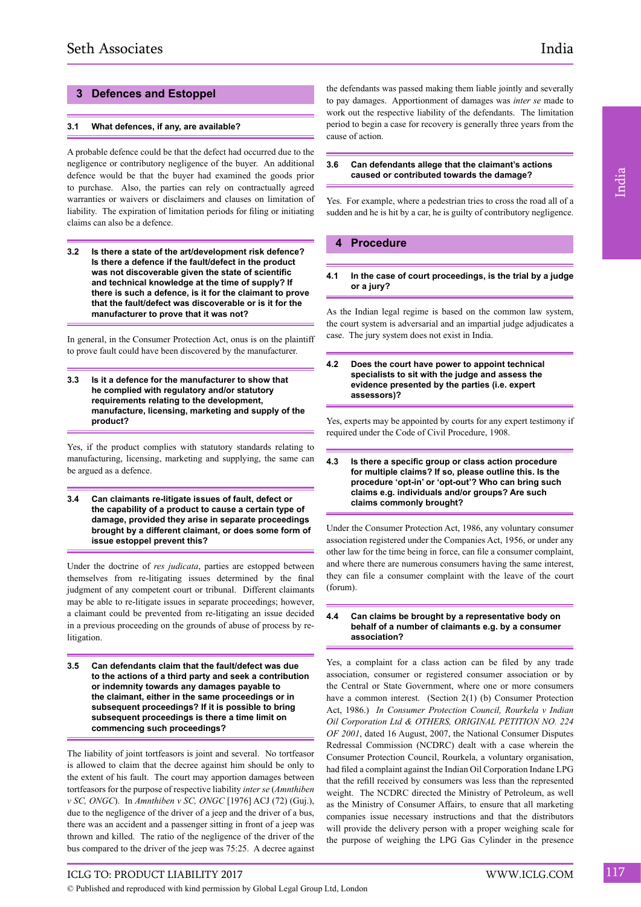## 3 Defences and Estoppel

### 3.1 What defences, if any, are available?

A probable defence could be that the defect had occurred due to the negligence or contributory negligence of the buyer. An additional defence would be that the buyer had examined the goods prior to purchase. Also, the parties can rely on contractually agreed warranties or waivers or disclaimers and clauses on limitation of liability. The expiration of limitation periods for filing or initiating claims can also be a defence.

### 3.2 Is there a state of the art/development risk defence? Is there a defence if the fault/defect in the product was not discoverable given the state of scientific and technical knowledge at the time of supply? If there is such a defence, is it for the claimant to prove that the fault/defect was discoverable or is it for the manufacturer to prove that it was not?

In general, in the Consumer Protection Act, onus is on the plaintiff to prove fault could have been discovered by the manufacturer.

### 3.3 Is it a defence for the manufacturer to show that he complied with regulatory and/or statutory requirements relating to the development, manufacture, licensing, marketing and supply of the product?

Yes, if the product complies with statutory standards relating to manufacturing, licensing, marketing and supplying, the same can be argued as a defence.

### 3.4 Can claimants re-litigate issues of fault, defect or the capability of a product to cause a certain type of damage, provided they arise in separate proceedings brought by a different claimant, or does some form of issue estoppel prevent this?

Under the doctrine of *res judicata*, parties are estopped between themselves from re-litigating issues determined by the final judgment of any competent court or tribunal. Different claimants may be able to re-litigate issues in separate proceedings; however, a claimant could be prevented from re-litigating an issue decided in a previous proceeding on the grounds of abuse of process by re-litigation.

### 3.5 Can defendants claim that the fault/defect was due to the actions of a third party and seek a contribution or indemnity towards any damages payable to the claimant, either in the same proceedings or in subsequent proceedings? If it is possible to bring subsequent proceedings is there a time limit on commencing such proceedings?

The liability of joint tortfeasors is joint and several. No tortfeasor is allowed to claim that the decree against him should be only to the extent of his fault. The court may apportion damages between tortfeasors for the purpose of respective liability *inter se* (*Amnthiben v SC, ONGC*). In *Amnthiben v SC, ONGC* [1976] ACJ (72) (Guj.), due to the negligence of the driver of a jeep and the driver of a bus, there was an accident and a passenger sitting in front of a jeep was thrown and killed. The ratio of the negligence of the driver of the bus compared to the driver of the jeep was 75:25. A decree against the defendants was passed making them liable jointly and severally to pay damages. Apportionment of damages was *inter se* made to work out the respective liability of the defendants. The limitation period to begin a case for recovery is generally three years from the cause of action.

### 3.6 Can defendants allege that the claimant's actions caused or contributed towards the damage?

Yes. For example, where a pedestrian tries to cross the road all of a sudden and he is hit by a car, he is guilty of contributory negligence.

## 4 Procedure

### 4.1 In the case of court proceedings, is the trial by a judge or a jury?

As the Indian legal regime is based on the common law system, the court system is adversarial and an impartial judge adjudicates a case. The jury system does not exist in India.

### 4.2 Does the court have power to appoint technical specialists to sit with the judge and assess the evidence presented by the parties (i.e. expert assessors)?

Yes, experts may be appointed by courts for any expert testimony if required under the Code of Civil Procedure, 1908.

### 4.3 Is there a specific group or class action procedure for multiple claims? If so, please outline this. Is the procedure 'opt-in' or 'opt-out'? Who can bring such claims e.g. individuals and/or groups? Are such claims commonly brought?

Under the Consumer Protection Act, 1986, any voluntary consumer association registered under the Companies Act, 1956, or under any other law for the time being in force, can file a consumer complaint, and where there are numerous consumers having the same interest, they can file a consumer complaint with the leave of the court (forum).

### 4.4 Can claims be brought by a representative body on behalf of a number of claimants e.g. by a consumer association?

Yes, a complaint for a class action can be filed by any trade association, consumer or registered consumer association or by the Central or State Government, where one or more consumers have a common interest. (Section 2(1) (b) Consumer Protection Act, 1986.) *In Consumer Protection Council, Rourkela v Indian Oil Corporation Ltd & OTHERS, ORIGINAL PETITION NO. 224 OF 2001*, dated 16 August, 2007, the National Consumer Disputes Redressal Commission (NCDRC) dealt with a case wherein the Consumer Protection Council, Rourkela, a voluntary organisation, had filed a complaint against the Indian Oil Corporation Indane LPG that the refill received by consumers was less than the represented weight. The NCDRC directed the Ministry of Petroleum, as well as the Ministry of Consumer Affairs, to ensure that all marketing companies issue necessary instructions and that the distributors will provide the delivery person with a proper weighing scale for the purpose of weighing the LPG Gas Cylinder in the presence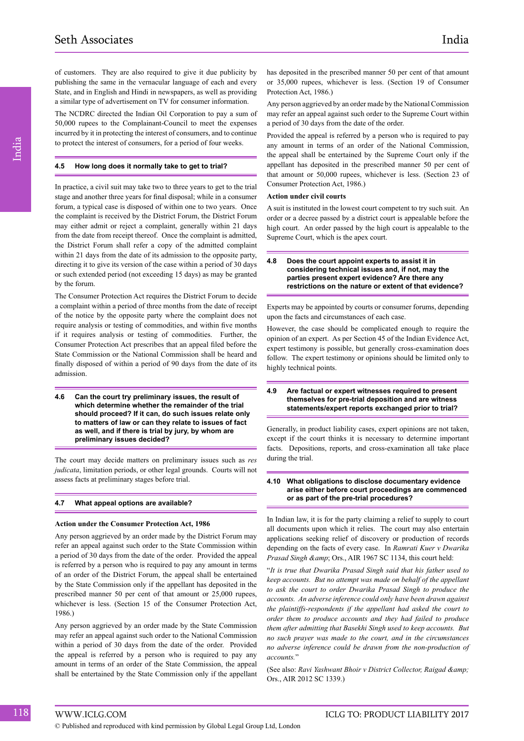of customers. They are also required to give it due publicity by publishing the same in the vernacular language of each and every State, and in English and Hindi in newspapers, as well as providing a similar type of advertisement on TV for consumer information.

The NCDRC directed the Indian Oil Corporation to pay a sum of 50,000 rupees to the Complainant-Council to meet the expenses incurred by it in protecting the interest of consumers, and to continue to protect the interest of consumers, for a period of four weeks.

### 4.5 How long does it normally take to get to trial?

In practice, a civil suit may take two to three years to get to the trial stage and another three years for final disposal; while in a consumer forum, a typical case is disposed of within one to two years. Once the complaint is received by the District Forum, the District Forum may either admit or reject a complaint, generally within 21 days from the date from receipt thereof. Once the complaint is admitted, the District Forum shall refer a copy of the admitted complaint within 21 days from the date of its admission to the opposite party, directing it to give its version of the case within a period of 30 days or such extended period (not exceeding 15 days) as may be granted by the forum.

The Consumer Protection Act requires the District Forum to decide a complaint within a period of three months from the date of receipt of the notice by the opposite party where the complaint does not require analysis or testing of commodities, and within five months if it requires analysis or testing of commodities. Further, the Consumer Protection Act prescribes that an appeal filed before the State Commission or the National Commission shall be heard and finally disposed of within a period of 90 days from the date of its admission.

### 4.6 Can the court try preliminary issues, the result of which determine whether the remainder of the trial should proceed? If it can, do such issues relate only to matters of law or can they relate to issues of fact as well, and if there is trial by jury, by whom are preliminary issues decided?

The court may decide matters on preliminary issues such as *res judicata*, limitation periods, or other legal grounds. Courts will not assess facts at preliminary stages before trial.

### 4.7 What appeal options are available?

**Action under the Consumer Protection Act, 1986**

Any person aggrieved by an order made by the District Forum may refer an appeal against such order to the State Commission within a period of 30 days from the date of the order. Provided the appeal is referred by a person who is required to pay any amount in terms of an order of the District Forum, the appeal shall be entertained by the State Commission only if the appellant has deposited in the prescribed manner 50 per cent of that amount or 25,000 rupees, whichever is less. (Section 15 of the Consumer Protection Act, 1986.)

Any person aggrieved by an order made by the State Commission may refer an appeal against such order to the National Commission within a period of 30 days from the date of the order. Provided the appeal is referred by a person who is required to pay any amount in terms of an order of the State Commission, the appeal shall be entertained by the State Commission only if the appellant has deposited in the prescribed manner 50 per cent of that amount or 35,000 rupees, whichever is less. (Section 19 of Consumer Protection Act, 1986.)

Any person aggrieved by an order made by the National Commission may refer an appeal against such order to the Supreme Court within a period of 30 days from the date of the order.

Provided the appeal is referred by a person who is required to pay any amount in terms of an order of the National Commission, the appeal shall be entertained by the Supreme Court only if the appellant has deposited in the prescribed manner 50 per cent of that amount or 50,000 rupees, whichever is less. (Section 23 of Consumer Protection Act, 1986.)

**Action under civil courts**

A suit is instituted in the lowest court competent to try such suit. An order or a decree passed by a district court is appealable before the high court. An order passed by the high court is appealable to the Supreme Court, which is the apex court.

### 4.8 Does the court appoint experts to assist it in considering technical issues and, if not, may the parties present expert evidence? Are there any restrictions on the nature or extent of that evidence?

Experts may be appointed by courts or consumer forums, depending upon the facts and circumstances of each case.

However, the case should be complicated enough to require the opinion of an expert. As per Section 45 of the Indian Evidence Act, expert testimony is possible, but generally cross-examination does follow. The expert testimony or opinions should be limited only to highly technical points.

### 4.9 Are factual or expert witnesses required to present themselves for pre-trial deposition and are witness statements/expert reports exchanged prior to trial?

Generally, in product liability cases, expert opinions are not taken, except if the court thinks it is necessary to determine important facts. Depositions, reports, and cross-examination all take place during the trial.

### 4.10 What obligations to disclose documentary evidence arise either before court proceedings are commenced or as part of the pre-trial procedures?

In Indian law, it is for the party claiming a relief to supply to court all documents upon which it relies. The court may also entertain applications seeking relief of discovery or production of records depending on the facts of every case. In *Ramrati Kuer v Dwarika Prasad Singh &amp;* Ors., AIR 1967 SC 1134, this court held:

"*It is true that Dwarika Prasad Singh said that his father used to keep accounts. But no attempt was made on behalf of the appellant to ask the court to order Dwarika Prasad Singh to produce the accounts. An adverse inference could only have been drawn against the plaintiffs-respondents if the appellant had asked the court to order them to produce accounts and they had failed to produce them after admitting that Basekhi Singh used to keep accounts. But no such prayer was made to the court, and in the circumstances no adverse inference could be drawn from the non-production of accounts.*"

(See also: *Ravi Yashwant Bhoir v District Collector, Raigad &amp;* Ors., AIR 2012 SC 1339.)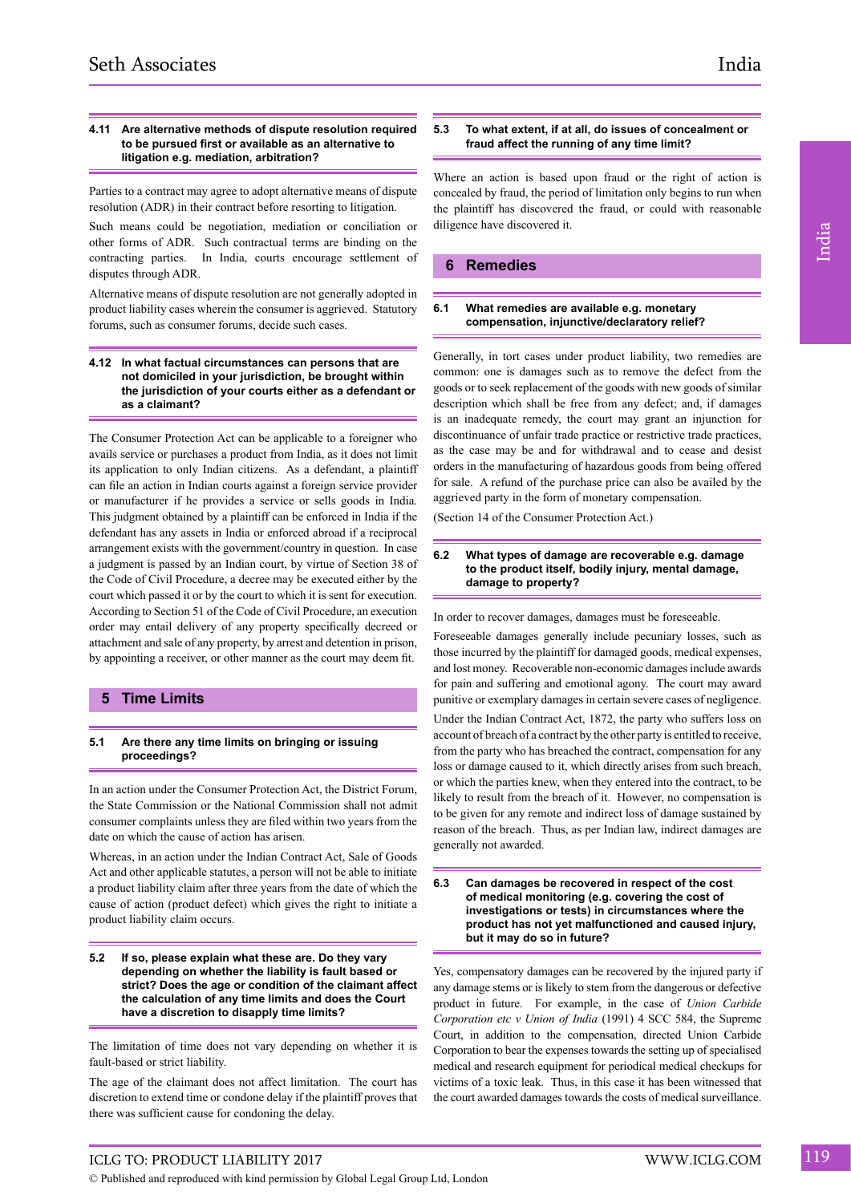### 4.11 Are alternative methods of dispute resolution required to be pursued first or available as an alternative to litigation e.g. mediation, arbitration?

Parties to a contract may agree to adopt alternative means of dispute resolution (ADR) in their contract before resorting to litigation.

Such means could be negotiation, mediation or conciliation or other forms of ADR. Such contractual terms are binding on the contracting parties. In India, courts encourage settlement of disputes through ADR.

Alternative means of dispute resolution are not generally adopted in product liability cases wherein the consumer is aggrieved. Statutory forums, such as consumer forums, decide such cases.

### 4.12 In what factual circumstances can persons that are not domiciled in your jurisdiction, be brought within the jurisdiction of your courts either as a defendant or as a claimant?

The Consumer Protection Act can be applicable to a foreigner who avails service or purchases a product from India, as it does not limit its application to only Indian citizens. As a defendant, a plaintiff can file an action in Indian courts against a foreign service provider or manufacturer if he provides a service or sells goods in India. This judgment obtained by a plaintiff can be enforced in India if the defendant has any assets in India or enforced abroad if a reciprocal arrangement exists with the government/country in question. In case a judgment is passed by an Indian court, by virtue of Section 38 of the Code of Civil Procedure, a decree may be executed either by the court which passed it or by the court to which it is sent for execution. According to Section 51 of the Code of Civil Procedure, an execution order may entail delivery of any property specifically decreed or attachment and sale of any property, by arrest and detention in prison, by appointing a receiver, or other manner as the court may deem fit.

## 5 Time Limits

### 5.1 Are there any time limits on bringing or issuing proceedings?

In an action under the Consumer Protection Act, the District Forum, the State Commission or the National Commission shall not admit consumer complaints unless they are filed within two years from the date on which the cause of action has arisen.

Whereas, in an action under the Indian Contract Act, Sale of Goods Act and other applicable statutes, a person will not be able to initiate a product liability claim after three years from the date of which the cause of action (product defect) which gives the right to initiate a product liability claim occurs.

### 5.2 If so, please explain what these are. Do they vary depending on whether the liability is fault based or strict? Does the age or condition of the claimant affect the calculation of any time limits and does the Court have a discretion to disapply time limits?

The limitation of time does not vary depending on whether it is fault-based or strict liability.

The age of the claimant does not affect limitation. The court has discretion to extend time or condone delay if the plaintiff proves that there was sufficient cause for condoning the delay.

### 5.3 To what extent, if at all, do issues of concealment or fraud affect the running of any time limit?

Where an action is based upon fraud or the right of action is concealed by fraud, the period of limitation only begins to run when the plaintiff has discovered the fraud, or could with reasonable diligence have discovered it.

## 6 Remedies

### 6.1 What remedies are available e.g. monetary compensation, injunctive/declaratory relief?

Generally, in tort cases under product liability, two remedies are common: one is damages such as to remove the defect from the goods or to seek replacement of the goods with new goods of similar description which shall be free from any defect; and, if damages is an inadequate remedy, the court may grant an injunction for discontinuance of unfair trade practice or restrictive trade practices, as the case may be and for withdrawal and to cease and desist orders in the manufacturing of hazardous goods from being offered for sale. A refund of the purchase price can also be availed by the aggrieved party in the form of monetary compensation.

(Section 14 of the Consumer Protection Act.)

### 6.2 What types of damage are recoverable e.g. damage to the product itself, bodily injury, mental damage, damage to property?

In order to recover damages, damages must be foreseeable.

Foreseeable damages generally include pecuniary losses, such as those incurred by the plaintiff for damaged goods, medical expenses, and lost money. Recoverable non-economic damages include awards for pain and suffering and emotional agony. The court may award punitive or exemplary damages in certain severe cases of negligence.

Under the Indian Contract Act, 1872, the party who suffers loss on account of breach of a contract by the other party is entitled to receive, from the party who has breached the contract, compensation for any loss or damage caused to it, which directly arises from such breach, or which the parties knew, when they entered into the contract, to be likely to result from the breach of it. However, no compensation is to be given for any remote and indirect loss of damage sustained by reason of the breach. Thus, as per Indian law, indirect damages are generally not awarded.

### 6.3 Can damages be recovered in respect of the cost of medical monitoring (e.g. covering the cost of investigations or tests) in circumstances where the product has not yet malfunctioned and caused injury, but it may do so in future?

Yes, compensatory damages can be recovered by the injured party if any damage stems or is likely to stem from the dangerous or defective product in future. For example, in the case of *Union Carbide Corporation etc v Union of India* (1991) 4 SCC 584, the Supreme Court, in addition to the compensation, directed Union Carbide Corporation to bear the expenses towards the setting up of specialised medical and research equipment for periodical medical checkups for victims of a toxic leak. Thus, in this case it has been witnessed that the court awarded damages towards the costs of medical surveillance.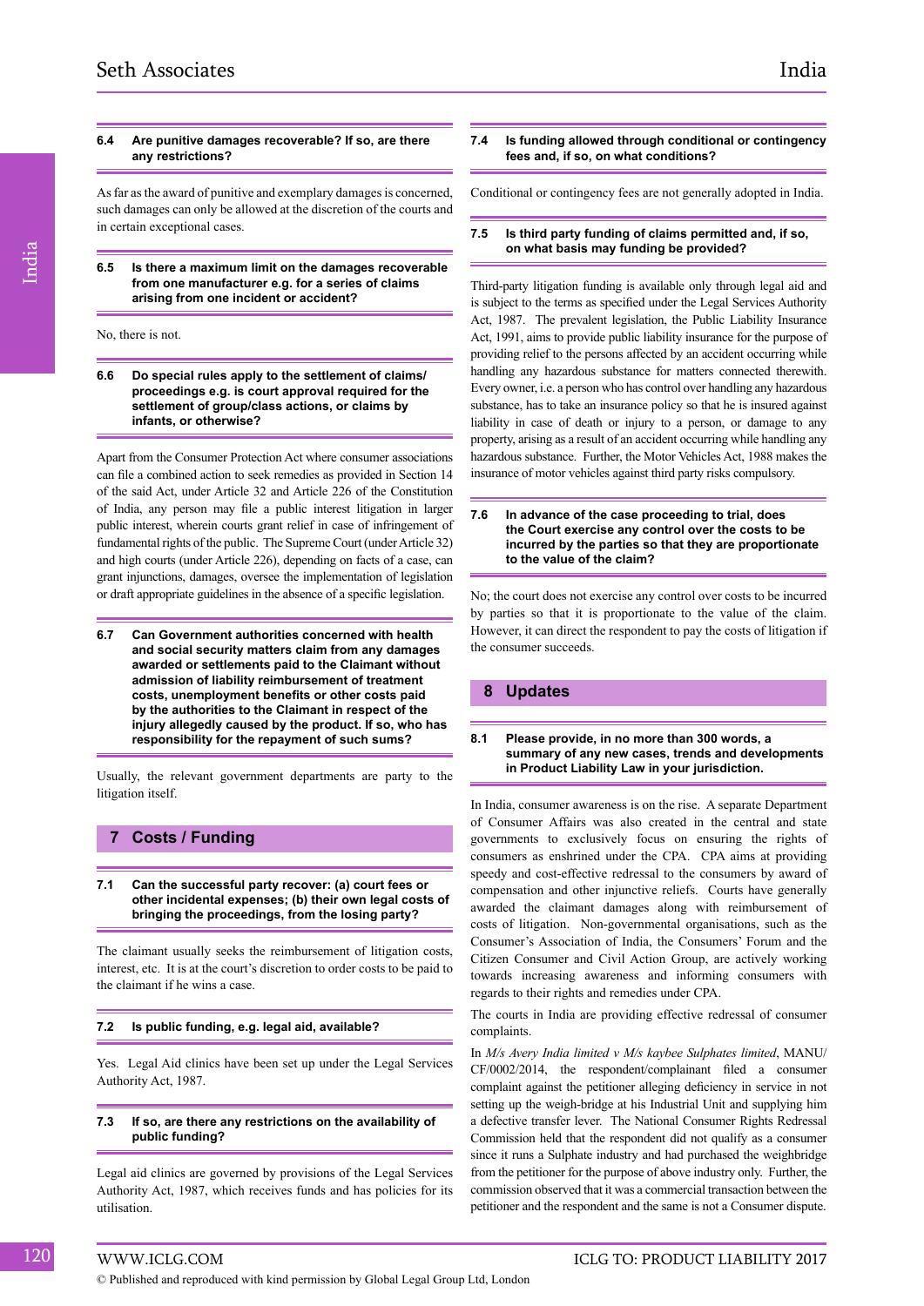**6.4 Are punitive damages recoverable? If so, are there any restrictions?**

As far as the award of punitive and exemplary damages is concerned, such damages can only be allowed at the discretion of the courts and in certain exceptional cases.

**6.5 Is there a maximum limit on the damages recoverable from one manufacturer e.g. for a series of claims arising from one incident or accident?**

No, there is not.

**6.6 Do special rules apply to the settlement of claims/ proceedings e.g. is court approval required for the settlement of group/class actions, or claims by infants, or otherwise?**

Apart from the Consumer Protection Act where consumer associations can file a combined action to seek remedies as provided in Section 14 of the said Act, under Article 32 and Article 226 of the Constitution of India, any person may file a public interest litigation in larger public interest, wherein courts grant relief in case of infringement of fundamental rights of the public. The Supreme Court (under Article 32) and high courts (under Article 226), depending on facts of a case, can grant injunctions, damages, oversee the implementation of legislation or draft appropriate guidelines in the absence of a specific legislation.

**6.7 Can Government authorities concerned with health and social security matters claim from any damages awarded or settlements paid to the Claimant without admission of liability reimbursement of treatment costs, unemployment benefits or other costs paid by the authorities to the Claimant in respect of the injury allegedly caused by the product. If so, who has responsibility for the repayment of such sums?**

Usually, the relevant government departments are party to the litigation itself.

## 7 Costs / Funding

**7.1 Can the successful party recover: (a) court fees or other incidental expenses; (b) their own legal costs of bringing the proceedings, from the losing party?**

The claimant usually seeks the reimbursement of litigation costs, interest, etc. It is at the court's discretion to order costs to be paid to the claimant if he wins a case.

**7.2 Is public funding, e.g. legal aid, available?**

Yes. Legal Aid clinics have been set up under the Legal Services Authority Act, 1987.

**7.3 If so, are there any restrictions on the availability of public funding?**

Legal aid clinics are governed by provisions of the Legal Services Authority Act, 1987, which receives funds and has policies for its utilisation.

**7.4 Is funding allowed through conditional or contingency fees and, if so, on what conditions?**

Conditional or contingency fees are not generally adopted in India.

**7.5 Is third party funding of claims permitted and, if so, on what basis may funding be provided?**

Third-party litigation funding is available only through legal aid and is subject to the terms as specified under the Legal Services Authority Act, 1987. The prevalent legislation, the Public Liability Insurance Act, 1991, aims to provide public liability insurance for the purpose of providing relief to the persons affected by an accident occurring while handling any hazardous substance and for matters connected therewith. Every owner, i.e. a person who has control over handling any hazardous substance, has to take an insurance policy so that he is insured against liability in case of death or injury to a person, or damage to any property, arising as a result of an accident occurring while handling any hazardous substance. Further, the Motor Vehicles Act, 1988 makes the insurance of motor vehicles against third party risks compulsory.

**7.6 In advance of the case proceeding to trial, does the Court exercise any control over the costs to be incurred by the parties so that they are proportionate to the value of the claim?**

No; the court does not exercise any control over costs to be incurred by parties so that it is proportionate to the value of the claim. However, it can direct the respondent to pay the costs of litigation if the consumer succeeds.

## 8 Updates

**8.1 Please provide, in no more than 300 words, a summary of any new cases, trends and developments in Product Liability Law in your jurisdiction.**

In India, consumer awareness is on the rise. A separate Department of Consumer Affairs was also created in the central and state governments to exclusively focus on ensuring the rights of consumers as enshrined under the CPA. CPA aims at providing speedy and cost-effective redressal to the consumers by award of compensation and other injunctive reliefs. Courts have generally awarded the claimant damages along with reimbursement of costs of litigation. Non-governmental organisations, such as the Consumer's Association of India, the Consumers' Forum and the Citizen Consumer and Civil Action Group, are actively working towards increasing awareness and informing consumers with regards to their rights and remedies under CPA.

The courts in India are providing effective redressal of consumer complaints.

In *M/s Avery India limited v M/s kaybee Sulphates limited*, MANU/CF/0002/2014, the respondent/complainant filed a consumer complaint against the petitioner alleging deficiency in service in not setting up the weigh-bridge at his Industrial Unit and supplying him a defective transfer lever. The National Consumer Rights Redressal Commission held that the respondent did not qualify as a consumer since it runs a Sulphate industry and had purchased the weighbridge from the petitioner for the purpose of above industry only. Further, the commission observed that it was a commercial transaction between the petitioner and the respondent and the same is not a Consumer dispute.

© Published and reproduced with kind permission by Global Legal Group Ltd, London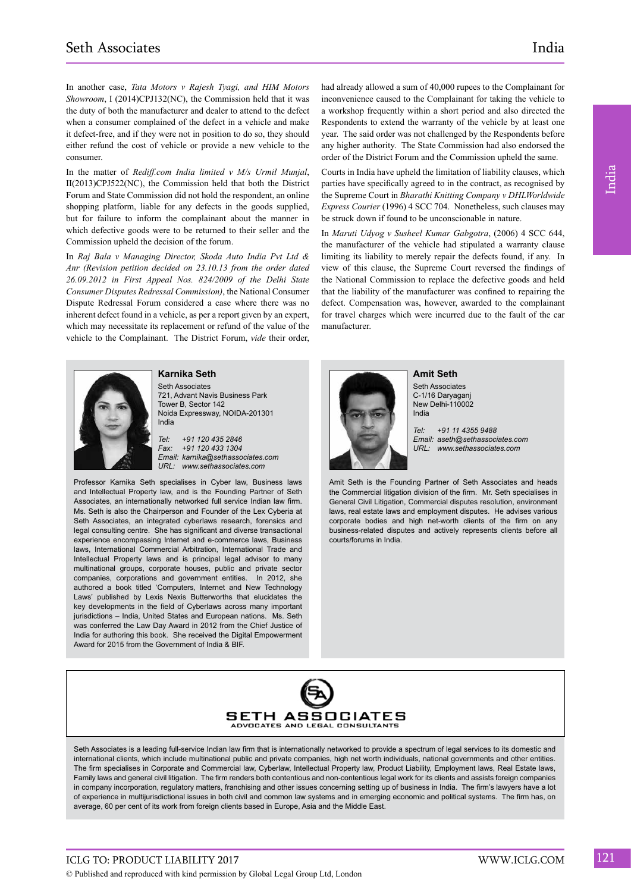In another case, *Tata Motors v Rajesh Tyagi, and HIM Motors Showroom*, I (2014)CPJ132(NC), the Commission held that it was the duty of both the manufacturer and dealer to attend to the defect when a consumer complained of the defect in a vehicle and make it defect-free, and if they were not in position to do so, they should either refund the cost of vehicle or provide a new vehicle to the consumer.

In the matter of *Rediff.com India limited v M/s Urmil Munjal*, II(2013)CPJ522(NC), the Commission held that both the District Forum and State Commission did not hold the respondent, an online shopping platform, liable for any defects in the goods supplied, but for failure to inform the complainant about the manner in which defective goods were to be returned to their seller and the Commission upheld the decision of the forum.

In *Raj Bala v Managing Director, Skoda Auto India Pvt Ltd & Anr (Revision petition decided on 23.10.13 from the order dated 26.09.2012 in First Appeal Nos. 824/2009 of the Delhi State Consumer Disputes Redressal Commission)*, the National Consumer Dispute Redressal Forum considered a case where there was no inherent defect found in a vehicle, as per a report given by an expert, which may necessitate its replacement or refund of the value of the vehicle to the Complainant. The District Forum, *vide* their order, had already allowed a sum of 40,000 rupees to the Complainant for inconvenience caused to the Complainant for taking the vehicle to a workshop frequently within a short period and also directed the Respondents to extend the warranty of the vehicle by at least one year. The said order was not challenged by the Respondents before any higher authority. The State Commission had also endorsed the order of the District Forum and the Commission upheld the same.

Courts in India have upheld the limitation of liability clauses, which parties have specifically agreed to in the contract, as recognised by the Supreme Court in *Bharathi Knitting Company v DHLWorldwide Express Courier* (1996) 4 SCC 704. Nonetheless, such clauses may be struck down if found to be unconscionable in nature.

In *Maruti Udyog v Susheel Kumar Gabgotra*, (2006) 4 SCC 644, the manufacturer of the vehicle had stipulated a warranty clause limiting its liability to merely repair the defects found, if any. In view of this clause, the Supreme Court reversed the findings of the National Commission to replace the defective goods and held that the liability of the manufacturer was confined to repairing the defect. Compensation was, however, awarded to the complainant for travel charges which were incurred due to the fault of the car manufacturer.

---

**Karnika Seth**

Seth Associates
721, Advant Navis Business Park
Tower B, Sector 142
Noida Expressway, NOIDA-201301
India

Tel: +91 120 435 2846
Fax: +91 120 433 1304
Email: karnika@sethassociates.com
URL: www.sethassociates.com

Professor Karnika Seth specialises in Cyber law, Business laws and Intellectual Property law, and is the Founding Partner of Seth Associates, an internationally networked full service India law firm. Ms. Seth is also the Chairperson and Founder of the Lex Cyberia at Seth Associates, an integrated cyberlaws research, forensics and legal consulting centre. She has significant and diverse transactional experience encompassing Internet and e-commerce laws, Business laws, International Commercial Arbitration, International Trade and Intellectual Property laws and is principal legal advisor to many multinational groups, corporate houses, public and private sector companies, corporations and government entities. In 2012, she authored a book titled 'Computers, Internet and New Technology Laws' published by Lexis Nexis Butterworths that elucidates the key developments in the field of Cyberlaws across many important jurisdictions – India, United States and European nations. Ms. Seth was conferred the Law Day Award in 2012 from the Chief Justice of India for authoring this book. She received the Digital Empowerment Award for 2015 from the Government of India & BIF.

---

**Amit Seth**

Seth Associates
C-1/16 Daryaganj
New Delhi-110002
India

Tel: +91 11 4355 9488
Email: aseth@sethassociates.com
URL: www.sethassociates.com

Amit Seth is the Founding Partner of Seth Associates and heads the Commercial litigation division of the firm. Mr. Seth specialises in General Civil Litigation, Commercial disputes resolution, environment laws, real estate laws and employment disputes. He advises various corporate bodies and high net-worth clients of the firm on any business-related disputes and actively represents clients before all courts/forums in India.

---

SETH ASSOCIATES
ADVOCATES AND LEGAL CONSULTANTS

Seth Associates is a leading full-service Indian law firm that is internationally networked to provide a spectrum of legal services to its domestic and international clients, which include multinational public and private companies, high net worth individuals, national governments and other entities. The firm specialises in Corporate and Commercial law, Cyberlaw, Intellectual Property law, Product Liability, Employment laws, Real Estate laws, Family laws and general civil litigation. The firm renders both contentious and non-contentious legal work for its clients and assists foreign companies in company incorporation, regulatory matters, franchising and other issues concerning setting up of business in India. The firm's lawyers have a lot of experience in multijurisdictional issues in both civil and common law systems and in emerging economic and political systems. The firm has, on average, 60 per cent of its work from foreign clients based in Europe, Asia and the Middle East.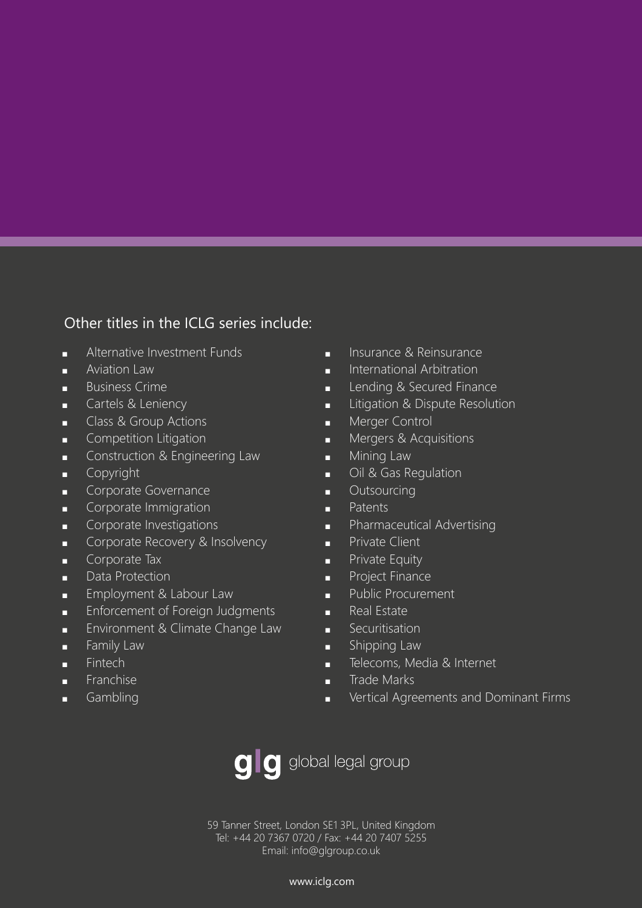Other titles in the ICLG series include:

- Alternative Investment Funds
- Aviation Law
- Business Crime
- Cartels & Leniency
- Class & Group Actions
- Competition Litigation
- Construction & Engineering Law
- Copyright
- Corporate Governance
- Corporate Immigration
- Corporate Investigations
- Corporate Recovery & Insolvency
- Corporate Tax
- Data Protection
- Employment & Labour Law
- Enforcement of Foreign Judgments
- Environment & Climate Change Law
- Family Law
- Fintech
- Franchise
- Gambling
- Insurance & Reinsurance
- International Arbitration
- Lending & Secured Finance
- Litigation & Dispute Resolution
- Merger Control
- Mergers & Acquisitions
- Mining Law
- Oil & Gas Regulation
- Outsourcing
- Patents
- Pharmaceutical Advertising
- Private Client
- Private Equity
- Project Finance
- Public Procurement
- Real Estate
- Securitisation
- Shipping Law
- Telecoms, Media & Internet
- Trade Marks
- Vertical Agreements and Dominant Firms

glg global legal group

59 Tanner Street, London SE1 3PL, United Kingdom
Tel: +44 20 7367 0720 / Fax: +44 20 7407 5255
Email: info@glgroup.co.uk

www.iclg.com